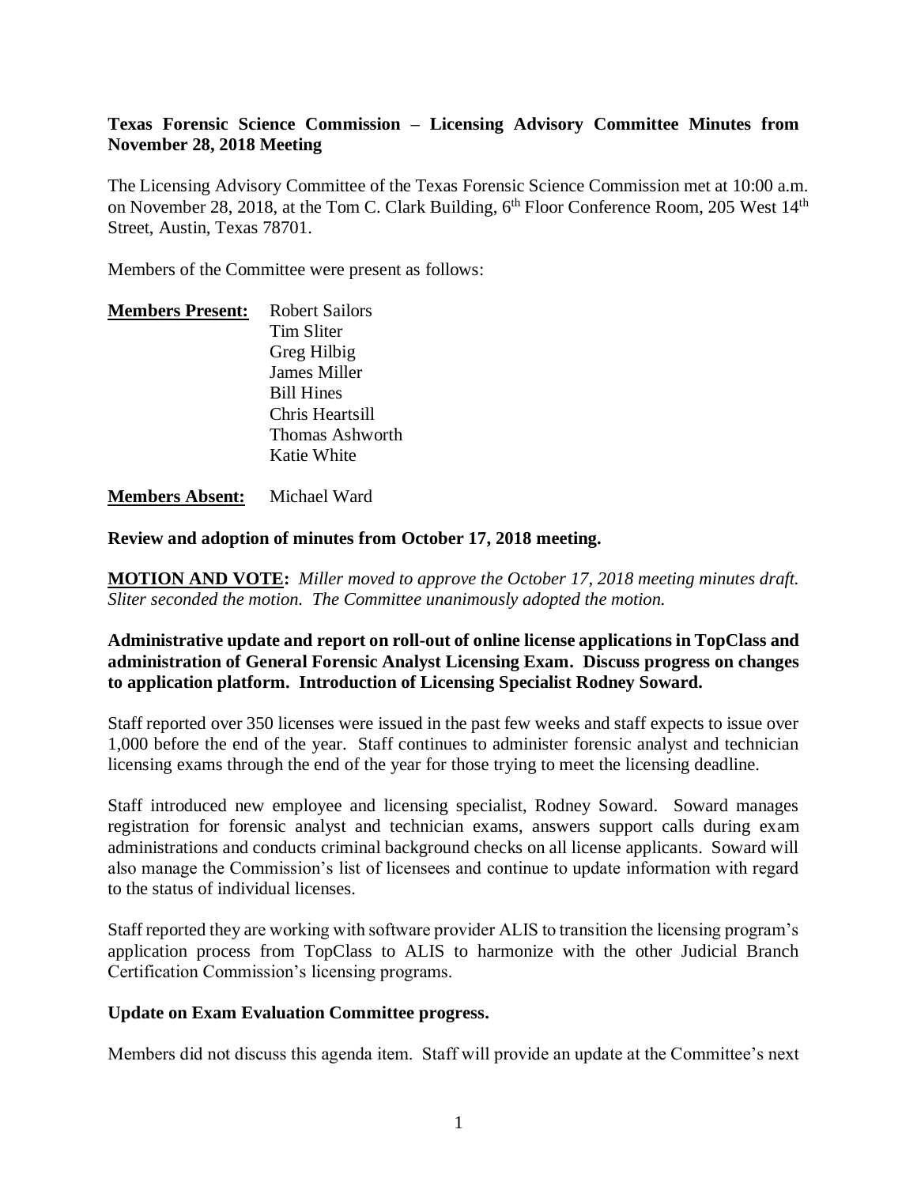**Texas Forensic Science Commission – Licensing Advisory Committee Minutes from November 28, 2018 Meeting**

The Licensing Advisory Committee of the Texas Forensic Science Commission met at 10:00 a.m. on November 28, 2018, at the Tom C. Clark Building, 6th Floor Conference Room, 205 West 14th Street, Austin, Texas 78701.

Members of the Committee were present as follows:

**Members Present:** Robert Sailors
Tim Sliter
Greg Hilbig
James Miller
Bill Hines
Chris Heartsill
Thomas Ashworth
Katie White

**Members Absent:** Michael Ward

**Review and adoption of minutes from October 17, 2018 meeting.**

**MOTION AND VOTE:** *Miller moved to approve the October 17, 2018 meeting minutes draft. Sliter seconded the motion. The Committee unanimously adopted the motion.*

**Administrative update and report on roll-out of online license applications in TopClass and administration of General Forensic Analyst Licensing Exam. Discuss progress on changes to application platform. Introduction of Licensing Specialist Rodney Soward.**

Staff reported over 350 licenses were issued in the past few weeks and staff expects to issue over 1,000 before the end of the year. Staff continues to administer forensic analyst and technician licensing exams through the end of the year for those trying to meet the licensing deadline.

Staff introduced new employee and licensing specialist, Rodney Soward. Soward manages registration for forensic analyst and technician exams, answers support calls during exam administrations and conducts criminal background checks on all license applicants. Soward will also manage the Commission's list of licensees and continue to update information with regard to the status of individual licenses.

Staff reported they are working with software provider ALIS to transition the licensing program's application process from TopClass to ALIS to harmonize with the other Judicial Branch Certification Commission's licensing programs.

**Update on Exam Evaluation Committee progress.**

Members did not discuss this agenda item. Staff will provide an update at the Committee's next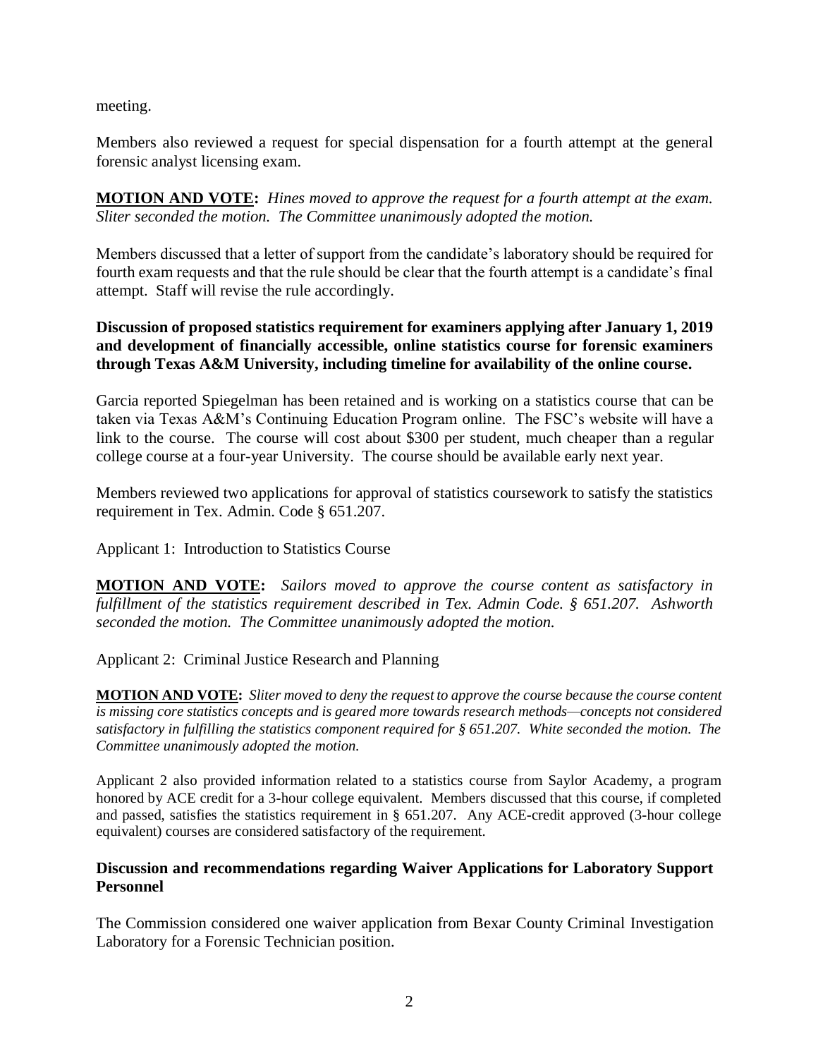meeting.

Members also reviewed a request for special dispensation for a fourth attempt at the general forensic analyst licensing exam.

**MOTION AND VOTE:** *Hines moved to approve the request for a fourth attempt at the exam. Sliter seconded the motion. The Committee unanimously adopted the motion.*

Members discussed that a letter of support from the candidate's laboratory should be required for fourth exam requests and that the rule should be clear that the fourth attempt is a candidate's final attempt. Staff will revise the rule accordingly.

**Discussion of proposed statistics requirement for examiners applying after January 1, 2019 and development of financially accessible, online statistics course for forensic examiners through Texas A&M University, including timeline for availability of the online course.**

Garcia reported Spiegelman has been retained and is working on a statistics course that can be taken via Texas A&M's Continuing Education Program online. The FSC's website will have a link to the course. The course will cost about $300 per student, much cheaper than a regular college course at a four-year University. The course should be available early next year.

Members reviewed two applications for approval of statistics coursework to satisfy the statistics requirement in Tex. Admin. Code § 651.207.

Applicant 1: Introduction to Statistics Course

**MOTION AND VOTE:** *Sailors moved to approve the course content as satisfactory in fulfillment of the statistics requirement described in Tex. Admin Code. § 651.207. Ashworth seconded the motion. The Committee unanimously adopted the motion.*

Applicant 2: Criminal Justice Research and Planning

**MOTION AND VOTE:** *Sliter moved to deny the request to approve the course because the course content is missing core statistics concepts and is geared more towards research methods—concepts not considered satisfactory in fulfilling the statistics component required for § 651.207. White seconded the motion. The Committee unanimously adopted the motion.*

Applicant 2 also provided information related to a statistics course from Saylor Academy, a program honored by ACE credit for a 3-hour college equivalent. Members discussed that this course, if completed and passed, satisfies the statistics requirement in § 651.207. Any ACE-credit approved (3-hour college equivalent) courses are considered satisfactory of the requirement.

**Discussion and recommendations regarding Waiver Applications for Laboratory Support Personnel**

The Commission considered one waiver application from Bexar County Criminal Investigation Laboratory for a Forensic Technician position.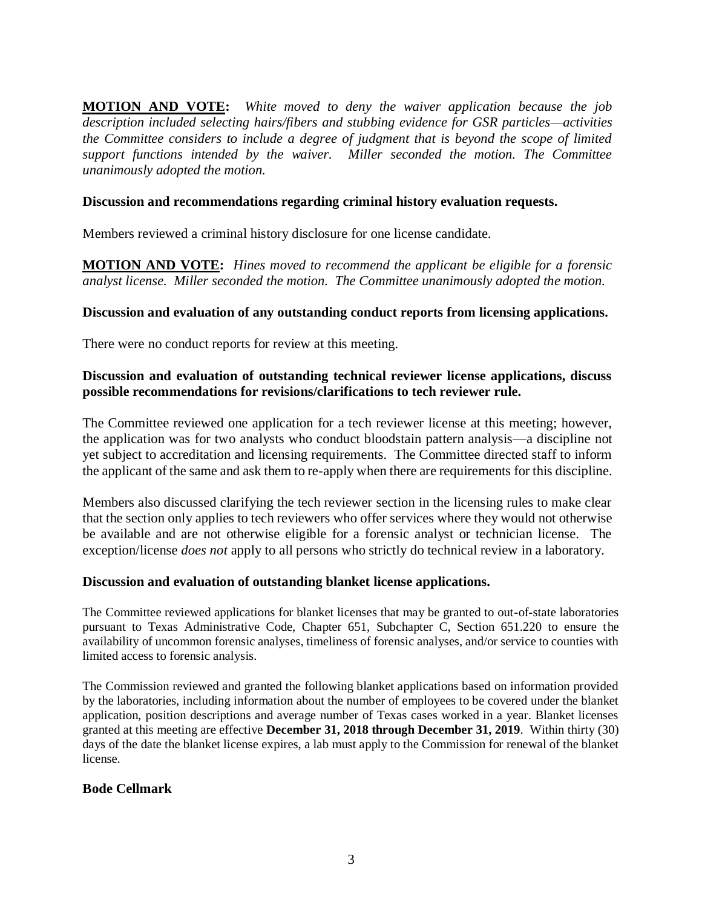**MOTION AND VOTE:** *White moved to deny the waiver application because the job description included selecting hairs/fibers and stubbing evidence for GSR particles—activities the Committee considers to include a degree of judgment that is beyond the scope of limited support functions intended by the waiver. Miller seconded the motion. The Committee unanimously adopted the motion.*

**Discussion and recommendations regarding criminal history evaluation requests.**

Members reviewed a criminal history disclosure for one license candidate.

**MOTION AND VOTE:** *Hines moved to recommend the applicant be eligible for a forensic analyst license. Miller seconded the motion. The Committee unanimously adopted the motion.*

**Discussion and evaluation of any outstanding conduct reports from licensing applications.**

There were no conduct reports for review at this meeting.

**Discussion and evaluation of outstanding technical reviewer license applications, discuss possible recommendations for revisions/clarifications to tech reviewer rule.**

The Committee reviewed one application for a tech reviewer license at this meeting; however, the application was for two analysts who conduct bloodstain pattern analysis—a discipline not yet subject to accreditation and licensing requirements. The Committee directed staff to inform the applicant of the same and ask them to re-apply when there are requirements for this discipline.

Members also discussed clarifying the tech reviewer section in the licensing rules to make clear that the section only applies to tech reviewers who offer services where they would not otherwise be available and are not otherwise eligible for a forensic analyst or technician license. The exception/license *does not* apply to all persons who strictly do technical review in a laboratory.

**Discussion and evaluation of outstanding blanket license applications.**

The Committee reviewed applications for blanket licenses that may be granted to out-of-state laboratories pursuant to Texas Administrative Code, Chapter 651, Subchapter C, Section 651.220 to ensure the availability of uncommon forensic analyses, timeliness of forensic analyses, and/or service to counties with limited access to forensic analysis.

The Commission reviewed and granted the following blanket applications based on information provided by the laboratories, including information about the number of employees to be covered under the blanket application, position descriptions and average number of Texas cases worked in a year. Blanket licenses granted at this meeting are effective **December 31, 2018 through December 31, 2019**. Within thirty (30) days of the date the blanket license expires, a lab must apply to the Commission for renewal of the blanket license.

**Bode Cellmark**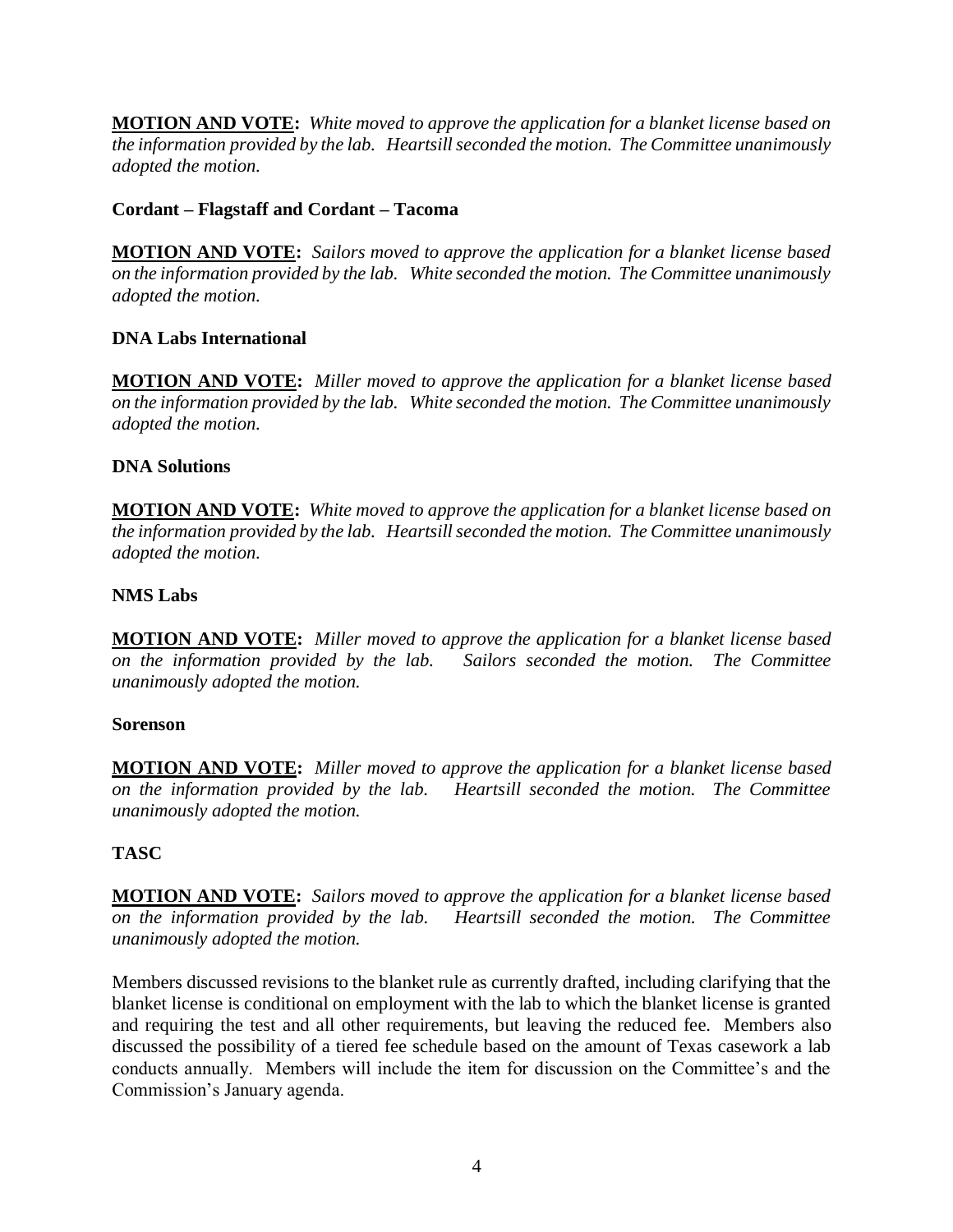**MOTION AND VOTE:** *White moved to approve the application for a blanket license based on the information provided by the lab. Heartsill seconded the motion. The Committee unanimously adopted the motion.*

**Cordant – Flagstaff and Cordant – Tacoma**

**MOTION AND VOTE:** *Sailors moved to approve the application for a blanket license based on the information provided by the lab. White seconded the motion. The Committee unanimously adopted the motion.*

**DNA Labs International**

**MOTION AND VOTE:** *Miller moved to approve the application for a blanket license based on the information provided by the lab. White seconded the motion. The Committee unanimously adopted the motion.*

**DNA Solutions**

**MOTION AND VOTE:** *White moved to approve the application for a blanket license based on the information provided by the lab. Heartsill seconded the motion. The Committee unanimously adopted the motion.*

**NMS Labs**

**MOTION AND VOTE:** *Miller moved to approve the application for a blanket license based on the information provided by the lab. Sailors seconded the motion. The Committee unanimously adopted the motion.*

**Sorenson**

**MOTION AND VOTE:** *Miller moved to approve the application for a blanket license based on the information provided by the lab. Heartsill seconded the motion. The Committee unanimously adopted the motion.*

**TASC**

**MOTION AND VOTE:** *Sailors moved to approve the application for a blanket license based on the information provided by the lab. Heartsill seconded the motion. The Committee unanimously adopted the motion.*

Members discussed revisions to the blanket rule as currently drafted, including clarifying that the blanket license is conditional on employment with the lab to which the blanket license is granted and requiring the test and all other requirements, but leaving the reduced fee. Members also discussed the possibility of a tiered fee schedule based on the amount of Texas casework a lab conducts annually. Members will include the item for discussion on the Committee's and the Commission's January agenda.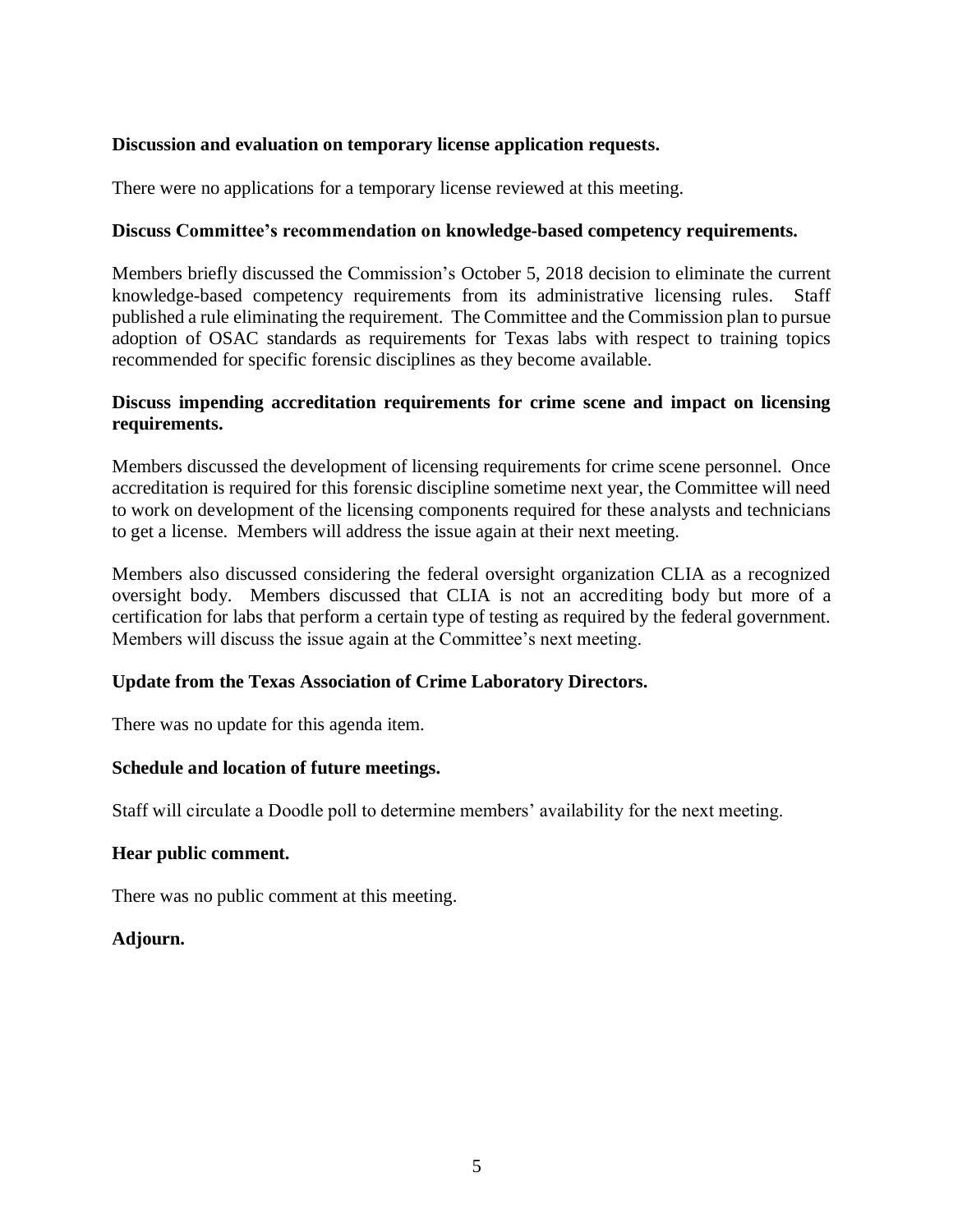**Discussion and evaluation on temporary license application requests.**

There were no applications for a temporary license reviewed at this meeting.

**Discuss Committee's recommendation on knowledge-based competency requirements.**

Members briefly discussed the Commission's October 5, 2018 decision to eliminate the current knowledge-based competency requirements from its administrative licensing rules. Staff published a rule eliminating the requirement. The Committee and the Commission plan to pursue adoption of OSAC standards as requirements for Texas labs with respect to training topics recommended for specific forensic disciplines as they become available.

**Discuss impending accreditation requirements for crime scene and impact on licensing requirements.**

Members discussed the development of licensing requirements for crime scene personnel. Once accreditation is required for this forensic discipline sometime next year, the Committee will need to work on development of the licensing components required for these analysts and technicians to get a license. Members will address the issue again at their next meeting.

Members also discussed considering the federal oversight organization CLIA as a recognized oversight body. Members discussed that CLIA is not an accrediting body but more of a certification for labs that perform a certain type of testing as required by the federal government. Members will discuss the issue again at the Committee's next meeting.

**Update from the Texas Association of Crime Laboratory Directors.**

There was no update for this agenda item.

**Schedule and location of future meetings.**

Staff will circulate a Doodle poll to determine members' availability for the next meeting.

**Hear public comment.**

There was no public comment at this meeting.

**Adjourn.**